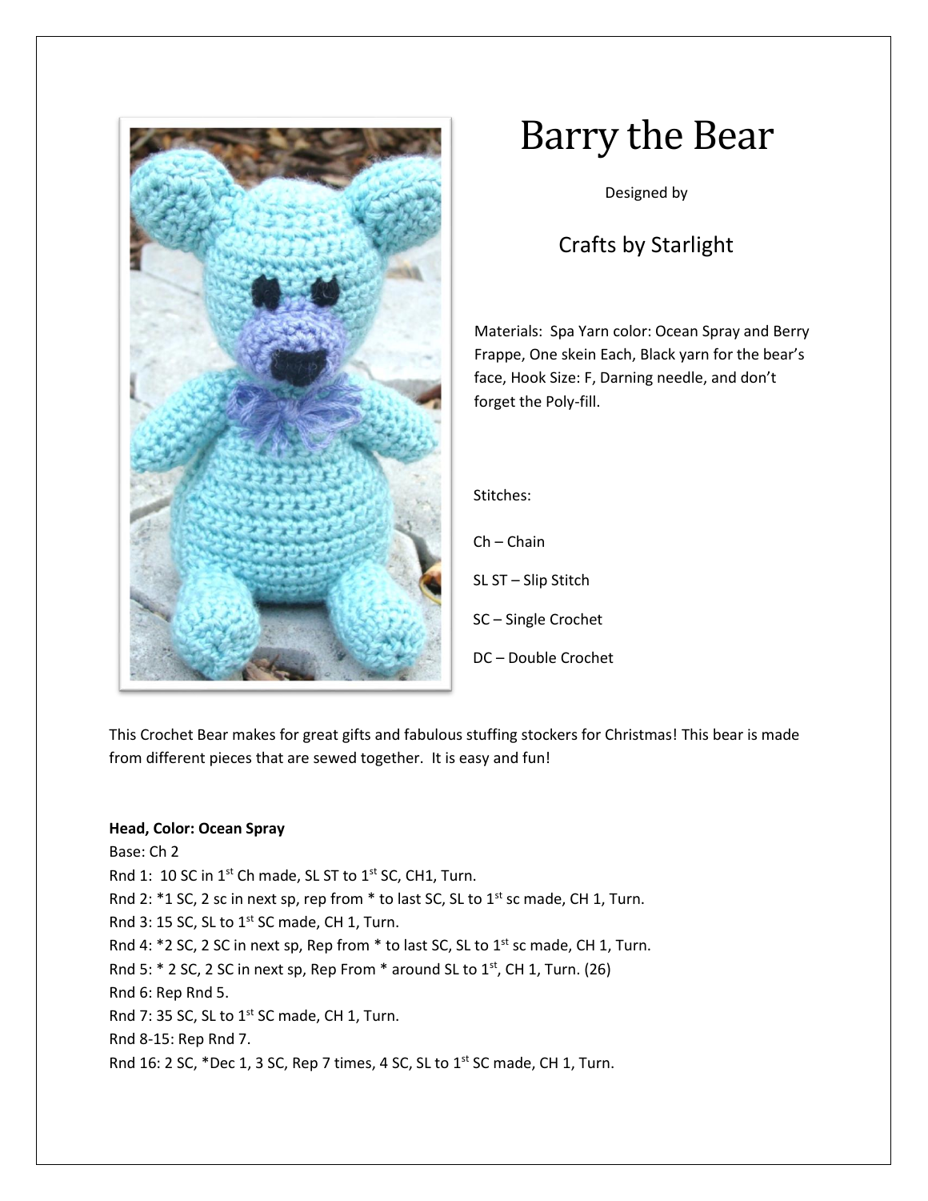# Barry the Bear

Designed by

## Crafts by Starlight

Materials: Spa Yarn color: Ocean Spray and Berry Frappe, One skein Each, Black yarn for the bear's face, Hook Size: F, Darning needle, and don't forget the Poly-fill.

Stitches:

Ch – Chain

SL ST – Slip Stitch

SC – Single Crochet

DC – Double Crochet

This Crochet Bear makes for great gifts and fabulous stuffing stockers for Christmas! This bear is made from different pieces that are sewed together. It is easy and fun!

**Head, Color: Ocean Spray**

Base: Ch 2

Rnd 1: 10 SC in 1st Ch made, SL ST to 1st SC, CH1, Turn.

Rnd 2: *1 SC, 2 sc in next sp, rep from * to last SC, SL to 1st sc made, CH 1, Turn.

Rnd 3: 15 SC, SL to 1st SC made, CH 1, Turn.

Rnd 4: *2 SC, 2 SC in next sp, Rep from * to last SC, SL to 1st sc made, CH 1, Turn.

Rnd 5: * 2 SC, 2 SC in next sp, Rep From * around SL to 1st, CH 1, Turn. (26)

Rnd 6: Rep Rnd 5.

Rnd 7: 35 SC, SL to 1st SC made, CH 1, Turn.

Rnd 8-15: Rep Rnd 7.

Rnd 16: 2 SC, *Dec 1, 3 SC, Rep 7 times, 4 SC, SL to 1st SC made, CH 1, Turn.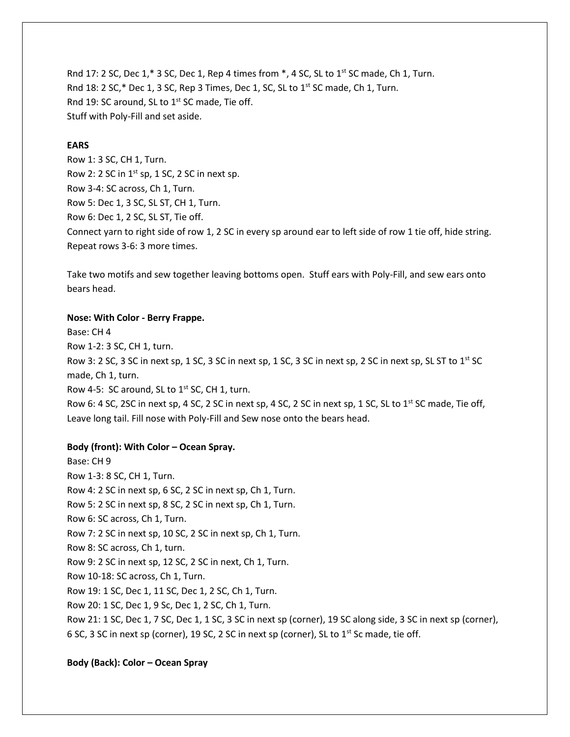Rnd 17: 2 SC, Dec 1,* 3 SC, Dec 1, Rep 4 times from *, 4 SC, SL to 1st SC made, Ch 1, Turn.
Rnd 18: 2 SC,* Dec 1, 3 SC, Rep 3 Times, Dec 1, SC, SL to 1st SC made, Ch 1, Turn.
Rnd 19: SC around, SL to 1st SC made, Tie off.
Stuff with Poly-Fill and set aside.

**EARS**

Row 1: 3 SC, CH 1, Turn.
Row 2: 2 SC in 1st sp, 1 SC, 2 SC in next sp.
Row 3-4: SC across, Ch 1, Turn.
Row 5: Dec 1, 3 SC, SL ST, CH 1, Turn.
Row 6: Dec 1, 2 SC, SL ST, Tie off.
Connect yarn to right side of row 1, 2 SC in every sp around ear to left side of row 1 tie off, hide string.
Repeat rows 3-6: 3 more times.

Take two motifs and sew together leaving bottoms open. Stuff ears with Poly-Fill, and sew ears onto bears head.

**Nose: With Color - Berry Frappe.**

Base: CH 4
Row 1-2: 3 SC, CH 1, turn.
Row 3: 2 SC, 3 SC in next sp, 1 SC, 3 SC in next sp, 1 SC, 3 SC in next sp, 2 SC in next sp, SL ST to 1st SC made, Ch 1, turn.
Row 4-5: SC around, SL to 1st SC, CH 1, turn.
Row 6: 4 SC, 2SC in next sp, 4 SC, 2 SC in next sp, 4 SC, 2 SC in next sp, 1 SC, SL to 1st SC made, Tie off, Leave long tail. Fill nose with Poly-Fill and Sew nose onto the bears head.

**Body (front): With Color – Ocean Spray.**

Base: CH 9
Row 1-3: 8 SC, CH 1, Turn.
Row 4: 2 SC in next sp, 6 SC, 2 SC in next sp, Ch 1, Turn.
Row 5: 2 SC in next sp, 8 SC, 2 SC in next sp, Ch 1, Turn.
Row 6: SC across, Ch 1, Turn.
Row 7: 2 SC in next sp, 10 SC, 2 SC in next sp, Ch 1, Turn.
Row 8: SC across, Ch 1, turn.
Row 9: 2 SC in next sp, 12 SC, 2 SC in next, Ch 1, Turn.
Row 10-18: SC across, Ch 1, Turn.
Row 19: 1 SC, Dec 1, 11 SC, Dec 1, 2 SC, Ch 1, Turn.
Row 20: 1 SC, Dec 1, 9 Sc, Dec 1, 2 SC, Ch 1, Turn.
Row 21: 1 SC, Dec 1, 7 SC, Dec 1, 1 SC, 3 SC in next sp (corner), 19 SC along side, 3 SC in next sp (corner), 6 SC, 3 SC in next sp (corner), 19 SC, 2 SC in next sp (corner), SL to 1st Sc made, tie off.

**Body (Back): Color – Ocean Spray**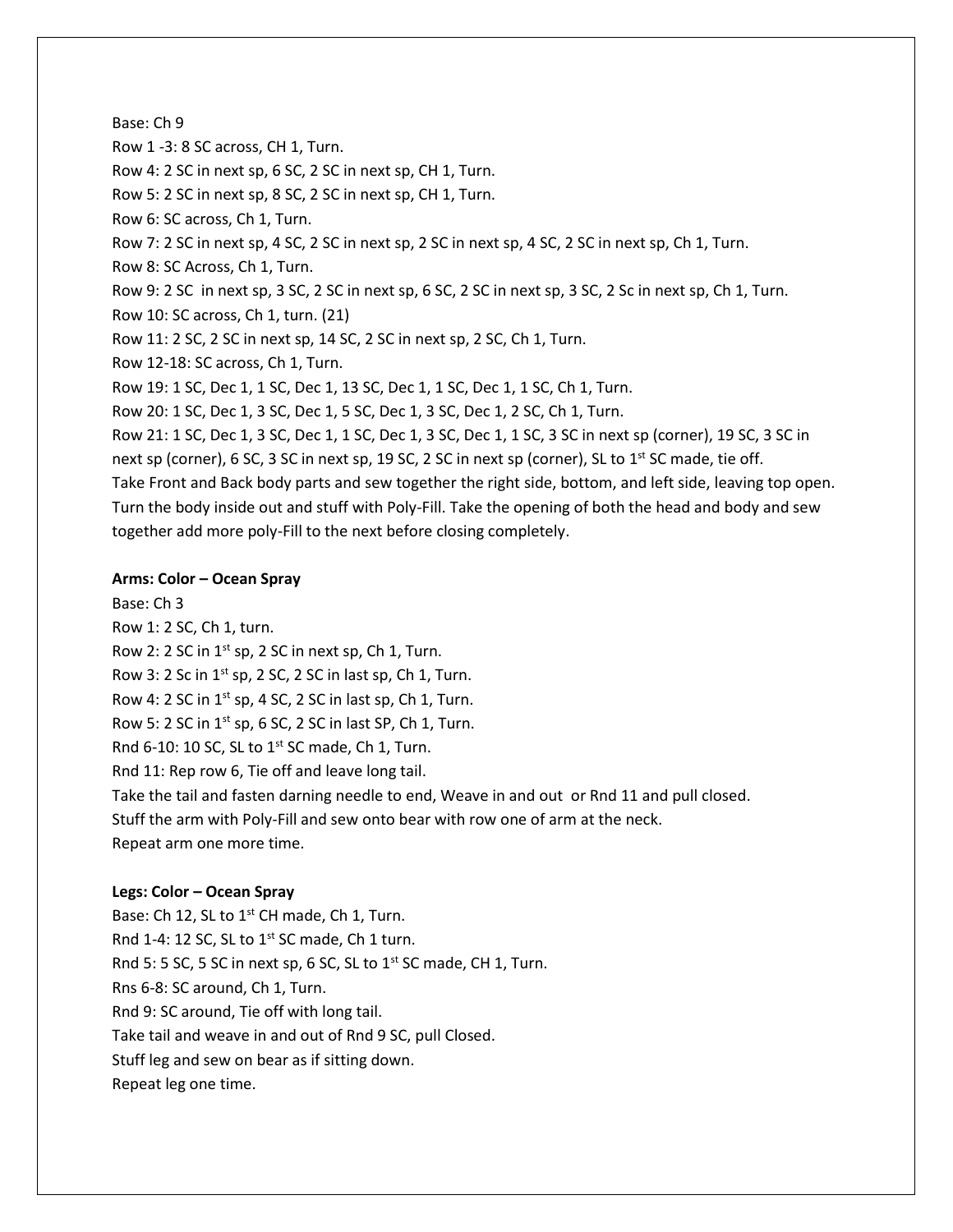Base: Ch 9

Row 1 -3: 8 SC across, CH 1, Turn.

Row 4: 2 SC in next sp, 6 SC, 2 SC in next sp, CH 1, Turn.

Row 5: 2 SC in next sp, 8 SC, 2 SC in next sp, CH 1, Turn.

Row 6: SC across, Ch 1, Turn.

Row 7: 2 SC in next sp, 4 SC, 2 SC in next sp, 2 SC in next sp, 4 SC, 2 SC in next sp, Ch 1, Turn.

Row 8: SC Across, Ch 1, Turn.

Row 9: 2 SC in next sp, 3 SC, 2 SC in next sp, 6 SC, 2 SC in next sp, 3 SC, 2 Sc in next sp, Ch 1, Turn.

Row 10: SC across, Ch 1, turn. (21)

Row 11: 2 SC, 2 SC in next sp, 14 SC, 2 SC in next sp, 2 SC, Ch 1, Turn.

Row 12-18: SC across, Ch 1, Turn.

Row 19: 1 SC, Dec 1, 1 SC, Dec 1, 13 SC, Dec 1, 1 SC, Dec 1, 1 SC, Ch 1, Turn.

Row 20: 1 SC, Dec 1, 3 SC, Dec 1, 5 SC, Dec 1, 3 SC, Dec 1, 2 SC, Ch 1, Turn.

Row 21: 1 SC, Dec 1, 3 SC, Dec 1, 1 SC, Dec 1, 3 SC, Dec 1, 1 SC, 3 SC in next sp (corner), 19 SC, 3 SC in next sp (corner), 6 SC, 3 SC in next sp, 19 SC, 2 SC in next sp (corner), SL to 1st SC made, tie off.

Take Front and Back body parts and sew together the right side, bottom, and left side, leaving top open. Turn the body inside out and stuff with Poly-Fill. Take the opening of both the head and body and sew together add more poly-Fill to the next before closing completely.

**Arms: Color – Ocean Spray**

Base: Ch 3

Row 1: 2 SC, Ch 1, turn.

Row 2: 2 SC in 1st sp, 2 SC in next sp, Ch 1, Turn.

Row 3: 2 Sc in 1st sp, 2 SC, 2 SC in last sp, Ch 1, Turn.

Row 4: 2 SC in 1st sp, 4 SC, 2 SC in last sp, Ch 1, Turn.

Row 5: 2 SC in 1st sp, 6 SC, 2 SC in last SP, Ch 1, Turn.

Rnd 6-10: 10 SC, SL to 1st SC made, Ch 1, Turn.

Rnd 11: Rep row 6, Tie off and leave long tail.

Take the tail and fasten darning needle to end, Weave in and out or Rnd 11 and pull closed.

Stuff the arm with Poly-Fill and sew onto bear with row one of arm at the neck.

Repeat arm one more time.

**Legs: Color – Ocean Spray**

Base: Ch 12, SL to 1st CH made, Ch 1, Turn.

Rnd 1-4: 12 SC, SL to 1st SC made, Ch 1 turn.

Rnd 5: 5 SC, 5 SC in next sp, 6 SC, SL to 1st SC made, CH 1, Turn.

Rns 6-8: SC around, Ch 1, Turn.

Rnd 9: SC around, Tie off with long tail.

Take tail and weave in and out of Rnd 9 SC, pull Closed.

Stuff leg and sew on bear as if sitting down.

Repeat leg one time.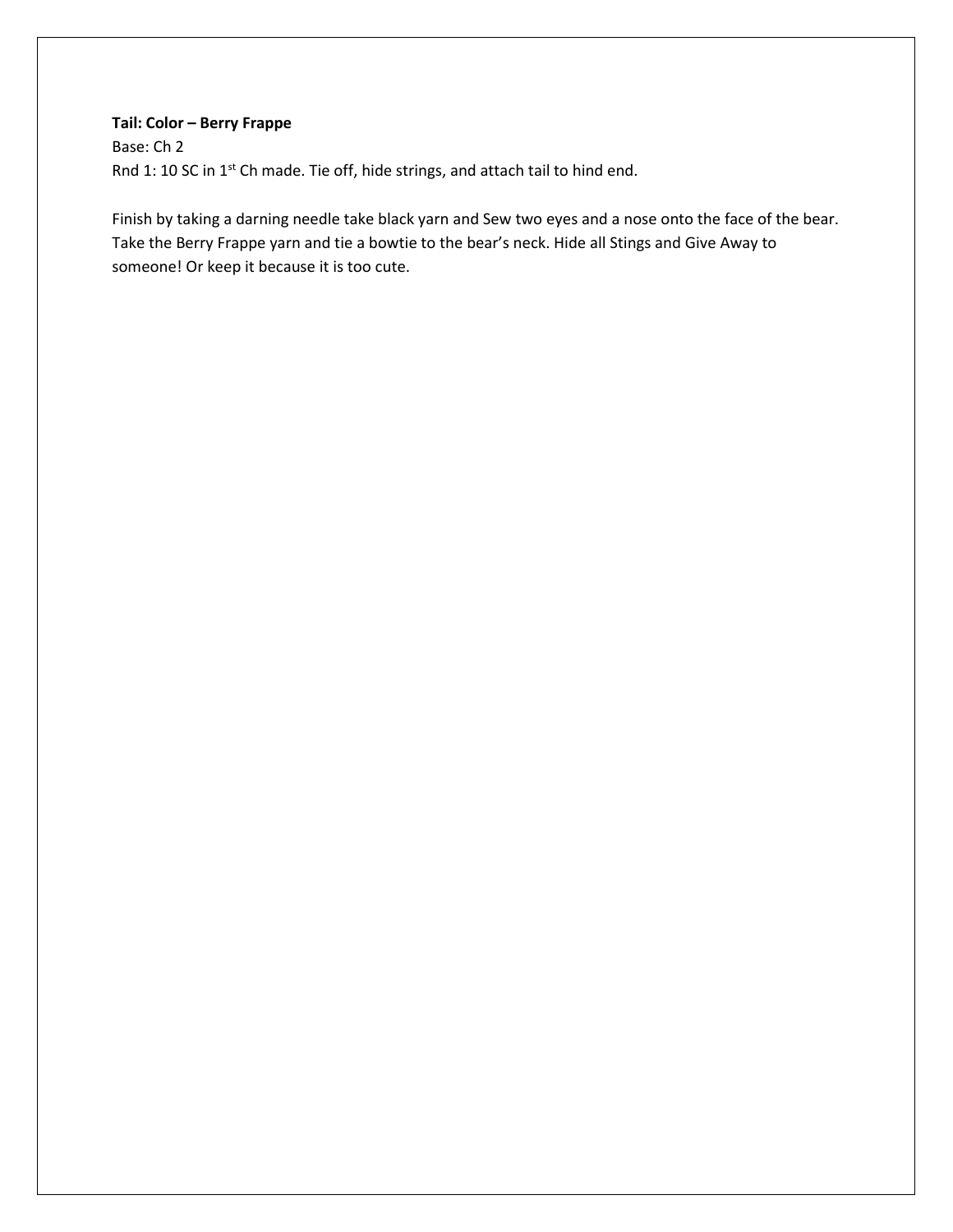**Tail: Color – Berry Frappe**

Base: Ch 2

Rnd 1: 10 SC in 1st Ch made. Tie off, hide strings, and attach tail to hind end.

Finish by taking a darning needle take black yarn and Sew two eyes and a nose onto the face of the bear. Take the Berry Frappe yarn and tie a bowtie to the bear's neck. Hide all Stings and Give Away to someone! Or keep it because it is too cute.